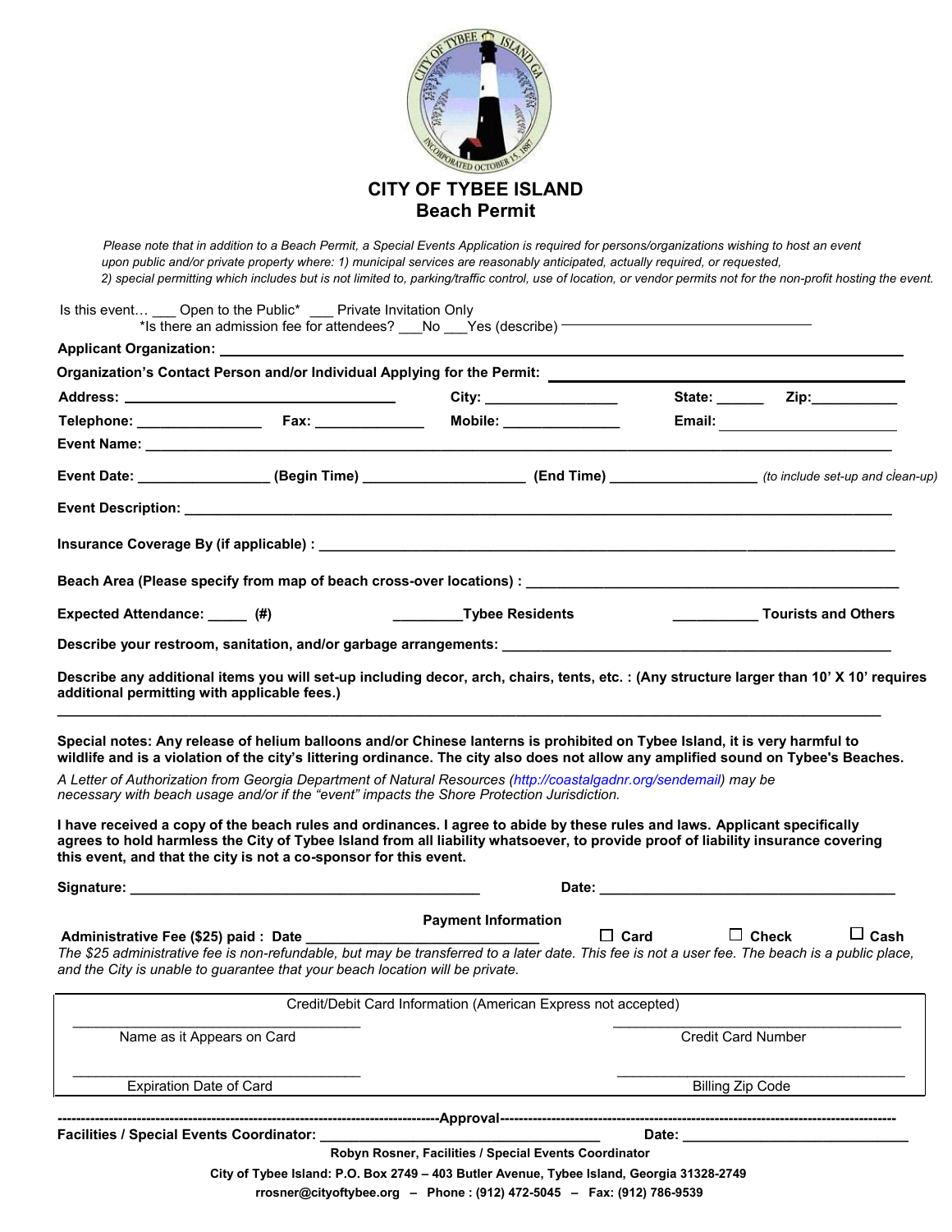# CITY OF TYBEE ISLAND
## Beach Permit

*Please note that in addition to a Beach Permit, a Special Events Application is required for persons/organizations wishing to host an event upon public and/or private property where: 1) municipal services are reasonably anticipated, actually required, or requested, 2) special permitting which includes but is not limited to, parking/traffic control, use of location, or vendor permits not for the non-profit hosting the event.*

Is this event… ___ Open to the Public* ___ Private Invitation Only
*Is there an admission fee for attendees? ___No ___Yes (describe) ______________________

**Applicant Organization:** ______________________

**Organization's Contact Person and/or Individual Applying for the Permit:** ______________________

**Address:** ______________________ **City:** ______________ **State:** ______ **Zip:** __________

**Telephone:** ______________ **Fax:** ____________ **Mobile:** ______________ **Email:** ______________

**Event Name:** ______________________

**Event Date:** ______________ **(Begin Time)** __________________ **(End Time)** ________________ *(to include set-up and clean-up)*

**Event Description:** ______________________

**Insurance Coverage By (if applicable) :** ______________________

**Beach Area (Please specify from map of beach cross-over locations) :** ______________________

**Expected Attendance:** _____ **(#)** _________**Tybee Residents** ___________ **Tourists and Others**

**Describe your restroom, sanitation, and/or garbage arrangements:** ______________________

**Describe any additional items you will set-up including decor, arch, chairs, tents, etc. : (Any structure larger than 10' X 10' requires additional permitting with applicable fees.)**

______________________

**Special notes: Any release of helium balloons and/or Chinese lanterns is prohibited on Tybee Island, it is very harmful to wildlife and is a violation of the city's littering ordinance. The city also does not allow any amplified sound on Tybee's Beaches.**

*A Letter of Authorization from Georgia Department of Natural Resources (http://coastalgadnr.org/sendemail) may be necessary with beach usage and/or if the "event" impacts the Shore Protection Jurisdiction.*

**I have received a copy of the beach rules and ordinances. I agree to abide by these rules and laws. Applicant specifically agrees to hold harmless the City of Tybee Island from all liability whatsoever, to provide proof of liability insurance covering this event, and that the city is not a co-sponsor for this event.**

**Signature:** ______________________ **Date:** ______________________

**Payment Information**

**Administrative Fee ($25) paid : Date** ______________________ ☐ **Card** ☐ **Check** ☐ **Cash**

*The $25 administrative fee is non-refundable, but may be transferred to a later date. This fee is not a user fee. The beach is a public place, and the City is unable to guarantee that your beach location will be private.*

| Credit/Debit Card Information (American Express not accepted) | |
|---|---|
| ______________________<br>Name as it Appears on Card | ______________________<br>Credit Card Number |
| ______________________<br>Expiration Date of Card | ______________________<br>Billing Zip Code |

---------------------------------------------------------------------------------**Approval**---------------------------------------------------------------------------------

**Facilities / Special Events Coordinator:** ______________________ **Date:** ______________________

**Robyn Rosner, Facilities / Special Events Coordinator**

**City of Tybee Island: P.O. Box 2749 – 403 Butler Avenue, Tybee Island, Georgia 31328-2749**

**rrosner@cityoftybee.org – Phone : (912) 472-5045 – Fax: (912) 786-9539**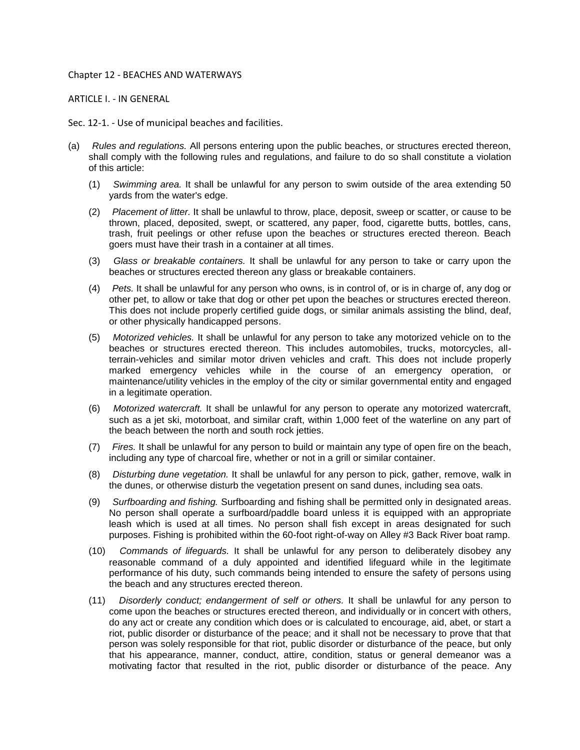Chapter 12 - BEACHES AND WATERWAYS

ARTICLE I. - IN GENERAL

Sec. 12-1. - Use of municipal beaches and facilities.

(a) *Rules and regulations.* All persons entering upon the public beaches, or structures erected thereon, shall comply with the following rules and regulations, and failure to do so shall constitute a violation of this article:

(1) *Swimming area.* It shall be unlawful for any person to swim outside of the area extending 50 yards from the water's edge.

(2) *Placement of litter.* It shall be unlawful to throw, place, deposit, sweep or scatter, or cause to be thrown, placed, deposited, swept, or scattered, any paper, food, cigarette butts, bottles, cans, trash, fruit peelings or other refuse upon the beaches or structures erected thereon. Beach goers must have their trash in a container at all times.

(3) *Glass or breakable containers.* It shall be unlawful for any person to take or carry upon the beaches or structures erected thereon any glass or breakable containers.

(4) *Pets.* It shall be unlawful for any person who owns, is in control of, or is in charge of, any dog or other pet, to allow or take that dog or other pet upon the beaches or structures erected thereon. This does not include properly certified guide dogs, or similar animals assisting the blind, deaf, or other physically handicapped persons.

(5) *Motorized vehicles.* It shall be unlawful for any person to take any motorized vehicle on to the beaches or structures erected thereon. This includes automobiles, trucks, motorcycles, all-terrain-vehicles and similar motor driven vehicles and craft. This does not include properly marked emergency vehicles while in the course of an emergency operation, or maintenance/utility vehicles in the employ of the city or similar governmental entity and engaged in a legitimate operation.

(6) *Motorized watercraft.* It shall be unlawful for any person to operate any motorized watercraft, such as a jet ski, motorboat, and similar craft, within 1,000 feet of the waterline on any part of the beach between the north and south rock jetties.

(7) *Fires.* It shall be unlawful for any person to build or maintain any type of open fire on the beach, including any type of charcoal fire, whether or not in a grill or similar container.

(8) *Disturbing dune vegetation.* It shall be unlawful for any person to pick, gather, remove, walk in the dunes, or otherwise disturb the vegetation present on sand dunes, including sea oats.

(9) *Surfboarding and fishing.* Surfboarding and fishing shall be permitted only in designated areas. No person shall operate a surfboard/paddle board unless it is equipped with an appropriate leash which is used at all times. No person shall fish except in areas designated for such purposes. Fishing is prohibited within the 60-foot right-of-way on Alley #3 Back River boat ramp.

(10) *Commands of lifeguards.* It shall be unlawful for any person to deliberately disobey any reasonable command of a duly appointed and identified lifeguard while in the legitimate performance of his duty, such commands being intended to ensure the safety of persons using the beach and any structures erected thereon.

(11) *Disorderly conduct; endangerment of self or others.* It shall be unlawful for any person to come upon the beaches or structures erected thereon, and individually or in concert with others, do any act or create any condition which does or is calculated to encourage, aid, abet, or start a riot, public disorder or disturbance of the peace; and it shall not be necessary to prove that that person was solely responsible for that riot, public disorder or disturbance of the peace, but only that his appearance, manner, conduct, attire, condition, status or general demeanor was a motivating factor that resulted in the riot, public disorder or disturbance of the peace. Any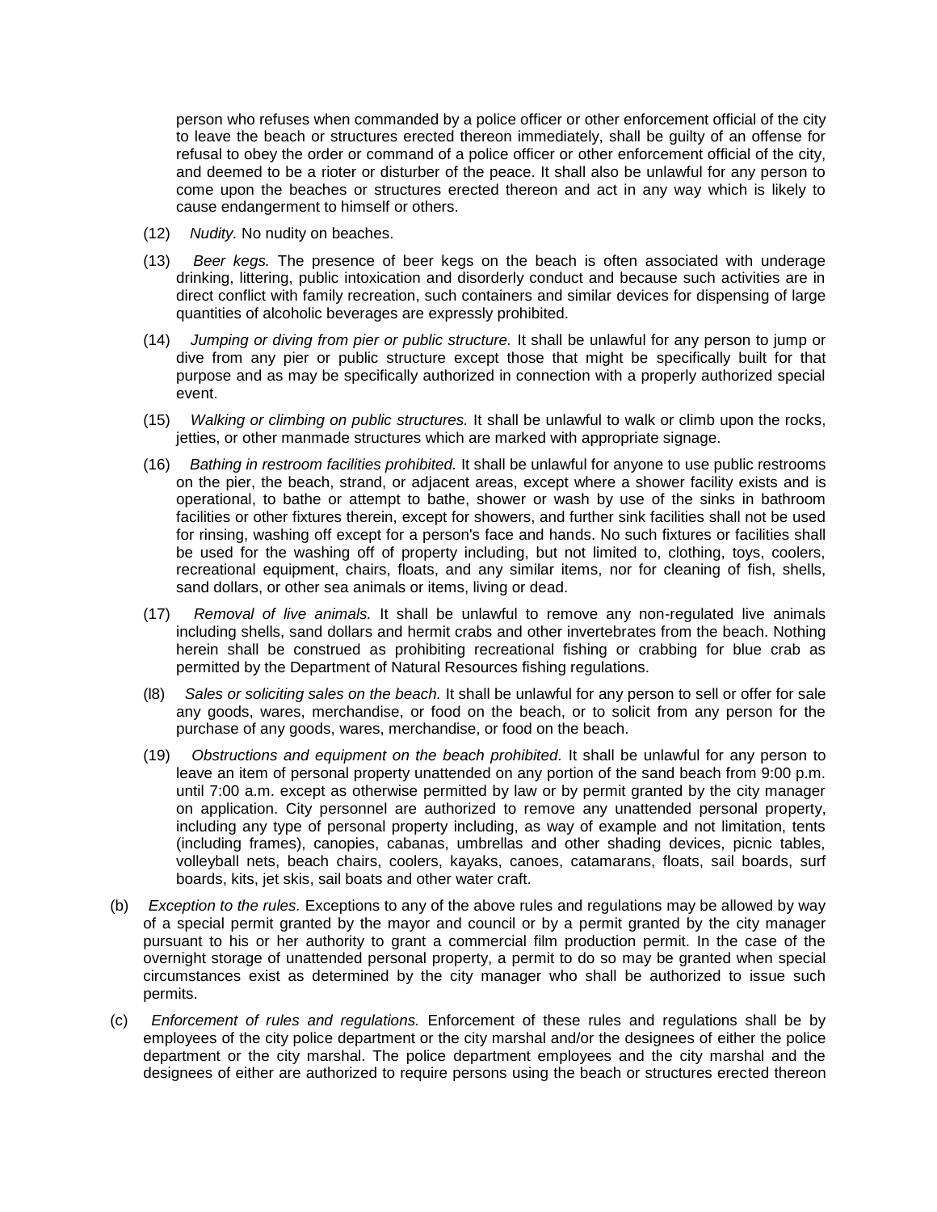person who refuses when commanded by a police officer or other enforcement official of the city to leave the beach or structures erected thereon immediately, shall be guilty of an offense for refusal to obey the order or command of a police officer or other enforcement official of the city, and deemed to be a rioter or disturber of the peace. It shall also be unlawful for any person to come upon the beaches or structures erected thereon and act in any way which is likely to cause endangerment to himself or others.

(12) *Nudity.* No nudity on beaches.

(13) *Beer kegs.* The presence of beer kegs on the beach is often associated with underage drinking, littering, public intoxication and disorderly conduct and because such activities are in direct conflict with family recreation, such containers and similar devices for dispensing of large quantities of alcoholic beverages are expressly prohibited.

(14) *Jumping or diving from pier or public structure.* It shall be unlawful for any person to jump or dive from any pier or public structure except those that might be specifically built for that purpose and as may be specifically authorized in connection with a properly authorized special event.

(15) *Walking or climbing on public structures.* It shall be unlawful to walk or climb upon the rocks, jetties, or other manmade structures which are marked with appropriate signage.

(16) *Bathing in restroom facilities prohibited.* It shall be unlawful for anyone to use public restrooms on the pier, the beach, strand, or adjacent areas, except where a shower facility exists and is operational, to bathe or attempt to bathe, shower or wash by use of the sinks in bathroom facilities or other fixtures therein, except for showers, and further sink facilities shall not be used for rinsing, washing off except for a person's face and hands. No such fixtures or facilities shall be used for the washing off of property including, but not limited to, clothing, toys, coolers, recreational equipment, chairs, floats, and any similar items, nor for cleaning of fish, shells, sand dollars, or other sea animals or items, living or dead.

(17) *Removal of live animals.* It shall be unlawful to remove any non-regulated live animals including shells, sand dollars and hermit crabs and other invertebrates from the beach. Nothing herein shall be construed as prohibiting recreational fishing or crabbing for blue crab as permitted by the Department of Natural Resources fishing regulations.

(l8) *Sales or soliciting sales on the beach.* It shall be unlawful for any person to sell or offer for sale any goods, wares, merchandise, or food on the beach, or to solicit from any person for the purchase of any goods, wares, merchandise, or food on the beach.

(19) *Obstructions and equipment on the beach prohibited.* It shall be unlawful for any person to leave an item of personal property unattended on any portion of the sand beach from 9:00 p.m. until 7:00 a.m. except as otherwise permitted by law or by permit granted by the city manager on application. City personnel are authorized to remove any unattended personal property, including any type of personal property including, as way of example and not limitation, tents (including frames), canopies, cabanas, umbrellas and other shading devices, picnic tables, volleyball nets, beach chairs, coolers, kayaks, canoes, catamarans, floats, sail boards, surf boards, kits, jet skis, sail boats and other water craft.

(b) *Exception to the rules.* Exceptions to any of the above rules and regulations may be allowed by way of a special permit granted by the mayor and council or by a permit granted by the city manager pursuant to his or her authority to grant a commercial film production permit. In the case of the overnight storage of unattended personal property, a permit to do so may be granted when special circumstances exist as determined by the city manager who shall be authorized to issue such permits.

(c) *Enforcement of rules and regulations.* Enforcement of these rules and regulations shall be by employees of the city police department or the city marshal and/or the designees of either the police department or the city marshal. The police department employees and the city marshal and the designees of either are authorized to require persons using the beach or structures erected thereon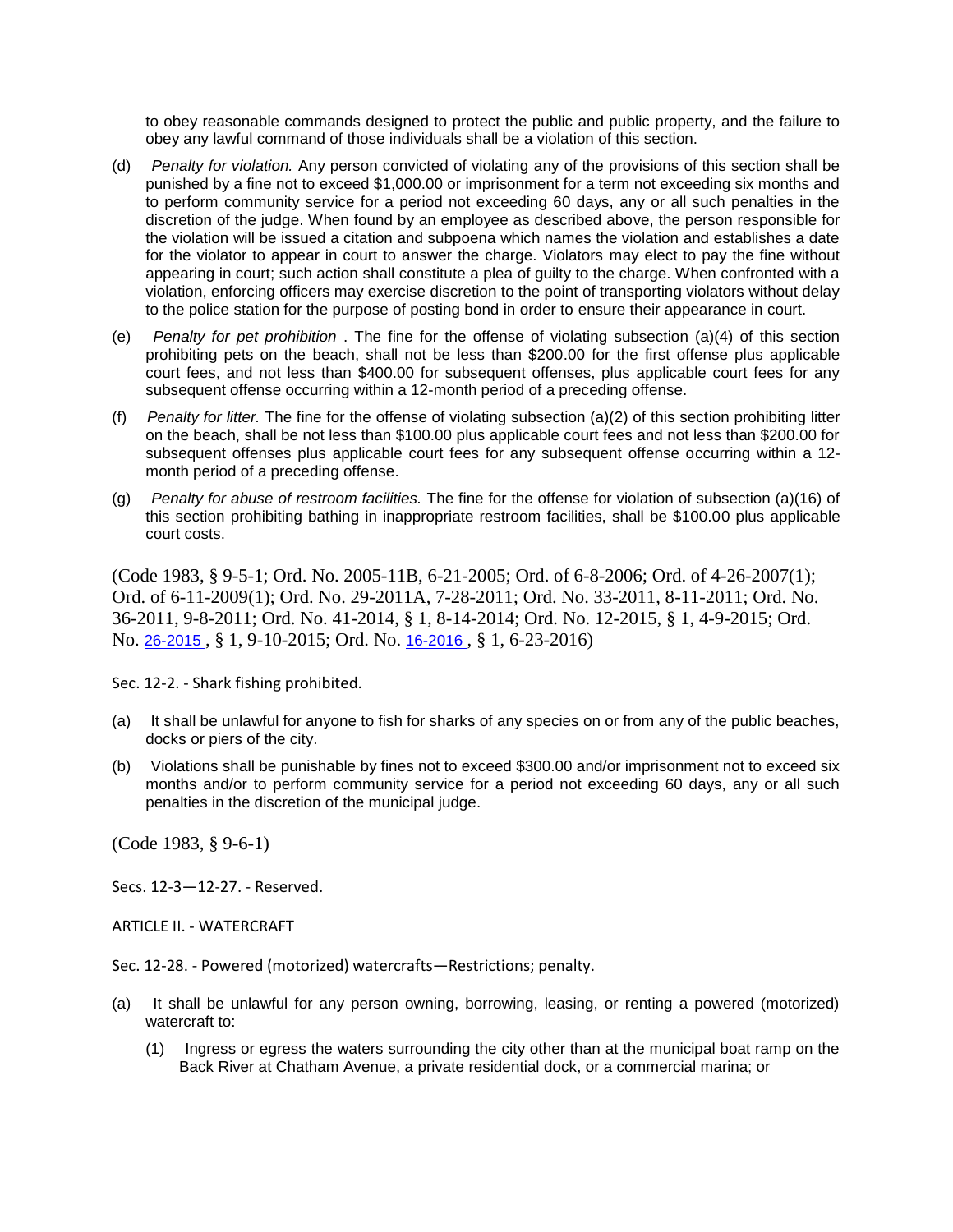to obey reasonable commands designed to protect the public and public property, and the failure to obey any lawful command of those individuals shall be a violation of this section.

(d) *Penalty for violation.* Any person convicted of violating any of the provisions of this section shall be punished by a fine not to exceed $1,000.00 or imprisonment for a term not exceeding six months and to perform community service for a period not exceeding 60 days, any or all such penalties in the discretion of the judge. When found by an employee as described above, the person responsible for the violation will be issued a citation and subpoena which names the violation and establishes a date for the violator to appear in court to answer the charge. Violators may elect to pay the fine without appearing in court; such action shall constitute a plea of guilty to the charge. When confronted with a violation, enforcing officers may exercise discretion to the point of transporting violators without delay to the police station for the purpose of posting bond in order to ensure their appearance in court.

(e) *Penalty for pet prohibition* . The fine for the offense of violating subsection (a)(4) of this section prohibiting pets on the beach, shall not be less than $200.00 for the first offense plus applicable court fees, and not less than $400.00 for subsequent offenses, plus applicable court fees for any subsequent offense occurring within a 12-month period of a preceding offense.

(f) *Penalty for litter.* The fine for the offense of violating subsection (a)(2) of this section prohibiting litter on the beach, shall be not less than $100.00 plus applicable court fees and not less than $200.00 for subsequent offenses plus applicable court fees for any subsequent offense occurring within a 12-month period of a preceding offense.

(g) *Penalty for abuse of restroom facilities.* The fine for the offense for violation of subsection (a)(16) of this section prohibiting bathing in inappropriate restroom facilities, shall be $100.00 plus applicable court costs.

(Code 1983, § 9-5-1; Ord. No. 2005-11B, 6-21-2005; Ord. of 6-8-2006; Ord. of 4-26-2007(1); Ord. of 6-11-2009(1); Ord. No. 29-2011A, 7-28-2011; Ord. No. 33-2011, 8-11-2011; Ord. No. 36-2011, 9-8-2011; Ord. No. 41-2014, § 1, 8-14-2014; Ord. No. 12-2015, § 1, 4-9-2015; Ord. No. 26-2015 , § 1, 9-10-2015; Ord. No. 16-2016 , § 1, 6-23-2016)

Sec. 12-2. - Shark fishing prohibited.

(a) It shall be unlawful for anyone to fish for sharks of any species on or from any of the public beaches, docks or piers of the city.

(b) Violations shall be punishable by fines not to exceed $300.00 and/or imprisonment not to exceed six months and/or to perform community service for a period not exceeding 60 days, any or all such penalties in the discretion of the municipal judge.

(Code 1983, § 9-6-1)

Secs. 12-3—12-27. - Reserved.

ARTICLE II. - WATERCRAFT

Sec. 12-28. - Powered (motorized) watercrafts—Restrictions; penalty.

(a) It shall be unlawful for any person owning, borrowing, leasing, or renting a powered (motorized) watercraft to:

   (1) Ingress or egress the waters surrounding the city other than at the municipal boat ramp on the Back River at Chatham Avenue, a private residential dock, or a commercial marina; or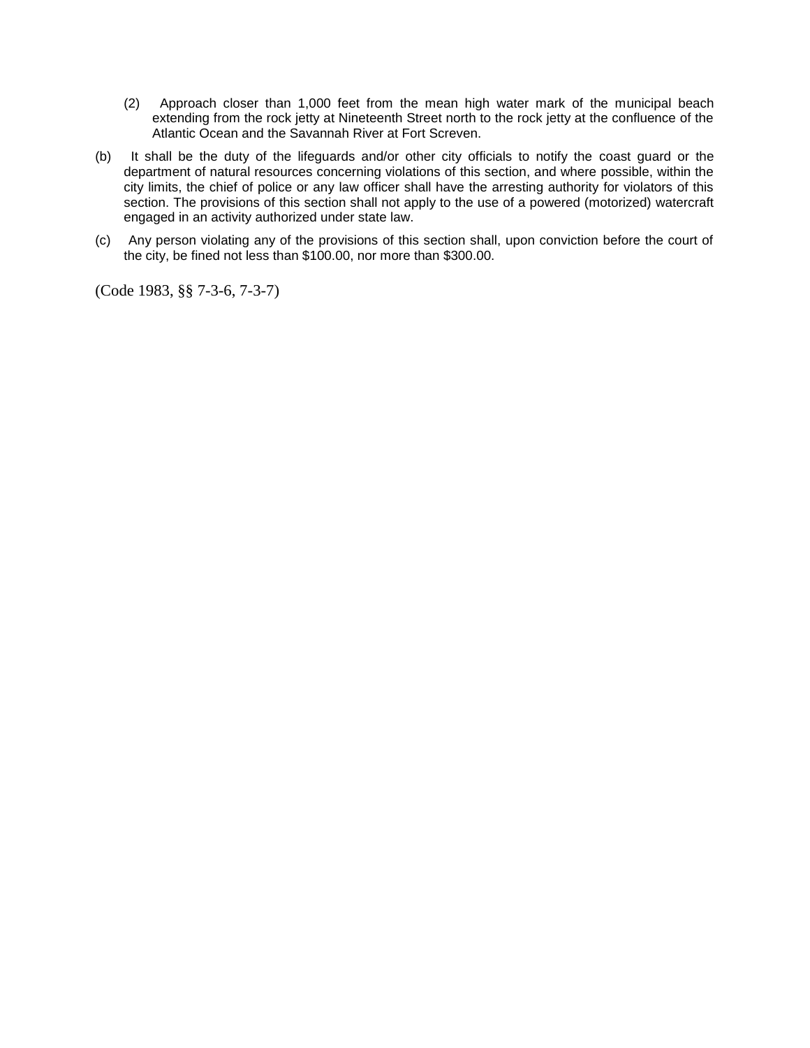(2) Approach closer than 1,000 feet from the mean high water mark of the municipal beach extending from the rock jetty at Nineteenth Street north to the rock jetty at the confluence of the Atlantic Ocean and the Savannah River at Fort Screven.

(b) It shall be the duty of the lifeguards and/or other city officials to notify the coast guard or the department of natural resources concerning violations of this section, and where possible, within the city limits, the chief of police or any law officer shall have the arresting authority for violators of this section. The provisions of this section shall not apply to the use of a powered (motorized) watercraft engaged in an activity authorized under state law.

(c) Any person violating any of the provisions of this section shall, upon conviction before the court of the city, be fined not less than $100.00, nor more than $300.00.

(Code 1983, §§ 7-3-6, 7-3-7)